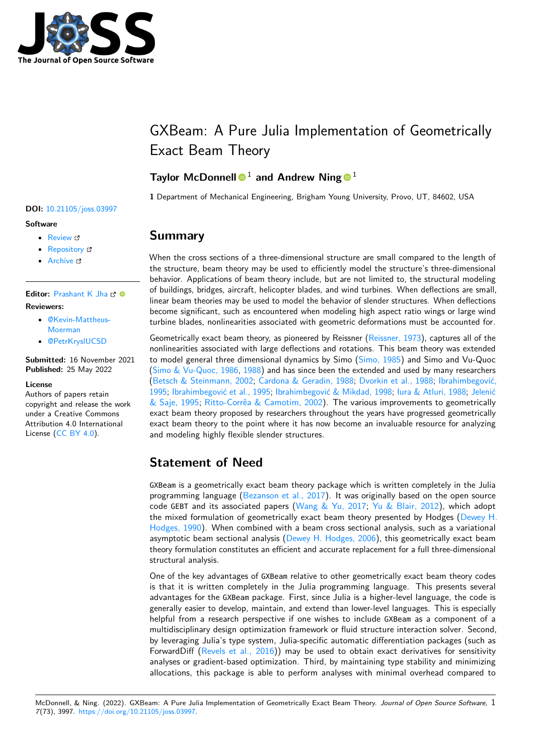# GXBeam: A Pure Julia Implementation of Geometrically Exact Beam Theory

**Taylor McDonnell** [1] **and Andrew Ning** [1]

**1** Department of Mechanical Engineering, Brigham Young University, Provo, UT, 84602, USA

**DOI:** 10.21105/joss.03997

**Software**

- Review
- Repository
- Archive

**Editor:** Prashant K Jha

**Reviewers:**

- @Kevin-Mattheus-Moerman
- @PetrKryslUCSD

**Submitted:** 16 November 2021
**Published:** 25 May 2022

**License**
Authors of papers retain copyright and release the work under a Creative Commons Attribution 4.0 International License (CC BY 4.0).

## Summary

When the cross sections of a three-dimensional structure are small compared to the length of the structure, beam theory may be used to efficiently model the structure's three-dimensional behavior. Applications of beam theory include, but are not limited to, the structural modeling of buildings, bridges, aircraft, helicopter blades, and wind turbines. When deflections are small, linear beam theories may be used to model the behavior of slender structures. When deflections become significant, such as encountered when modeling high aspect ratio wings or large wind turbine blades, nonlinearities associated with geometric deformations must be accounted for.

Geometrically exact beam theory, as pioneered by Reissner (Reissner, 1973), captures all of the nonlinearities associated with large deflections and rotations. This beam theory was extended to model general three dimensional dynamics by Simo (Simo, 1985) and Simo and Vu-Quoc (Simo & Vu-Quoc, 1986, 1988) and has since been the extended and used by many researchers (Betsch & Steinmann, 2002; Cardona & Geradin, 1988; Dvorkin et al., 1988; Ibrahimbegović, 1995; Ibrahimbegović et al., 1995; Ibrahimbegović & Mikdad, 1998; Iura & Atluri, 1988; Jelenić & Saje, 1995; Ritto-Corrêa & Camotim, 2002). The various improvements to geometrically exact beam theory proposed by researchers throughout the years have progressed geometrically exact beam theory to the point where it has now become an invaluable resource for analyzing and modeling highly flexible slender structures.

## Statement of Need

GXBeam is a geometrically exact beam theory package which is written completely in the Julia programming language (Bezanson et al., 2017). It was originally based on the open source code GEBT and its associated papers (Wang & Yu, 2017; Yu & Blair, 2012), which adopt the mixed formulation of geometrically exact beam theory presented by Hodges (Dewey H. Hodges, 1990). When combined with a beam cross sectional analysis, such as a variational asymptotic beam sectional analysis (Dewey H. Hodges, 2006), this geometrically exact beam theory formulation constitutes an efficient and accurate replacement for a full three-dimensional structural analysis.

One of the key advantages of GXBeam relative to other geometrically exact beam theory codes is that it is written completely in the Julia programming language. This presents several advantages for the GXBeam package. First, since Julia is a higher-level language, the code is generally easier to develop, maintain, and extend than lower-level languages. This is especially helpful from a research perspective if one wishes to include GXBeam as a component of a multidisciplinary design optimization framework or fluid structure interaction solver. Second, by leveraging Julia's type system, Julia-specific automatic differentiation packages (such as ForwardDiff (Revels et al., 2016)) may be used to obtain exact derivatives for sensitivity analyses or gradient-based optimization. Third, by maintaining type stability and minimizing allocations, this package is able to perform analyses with minimal overhead compared to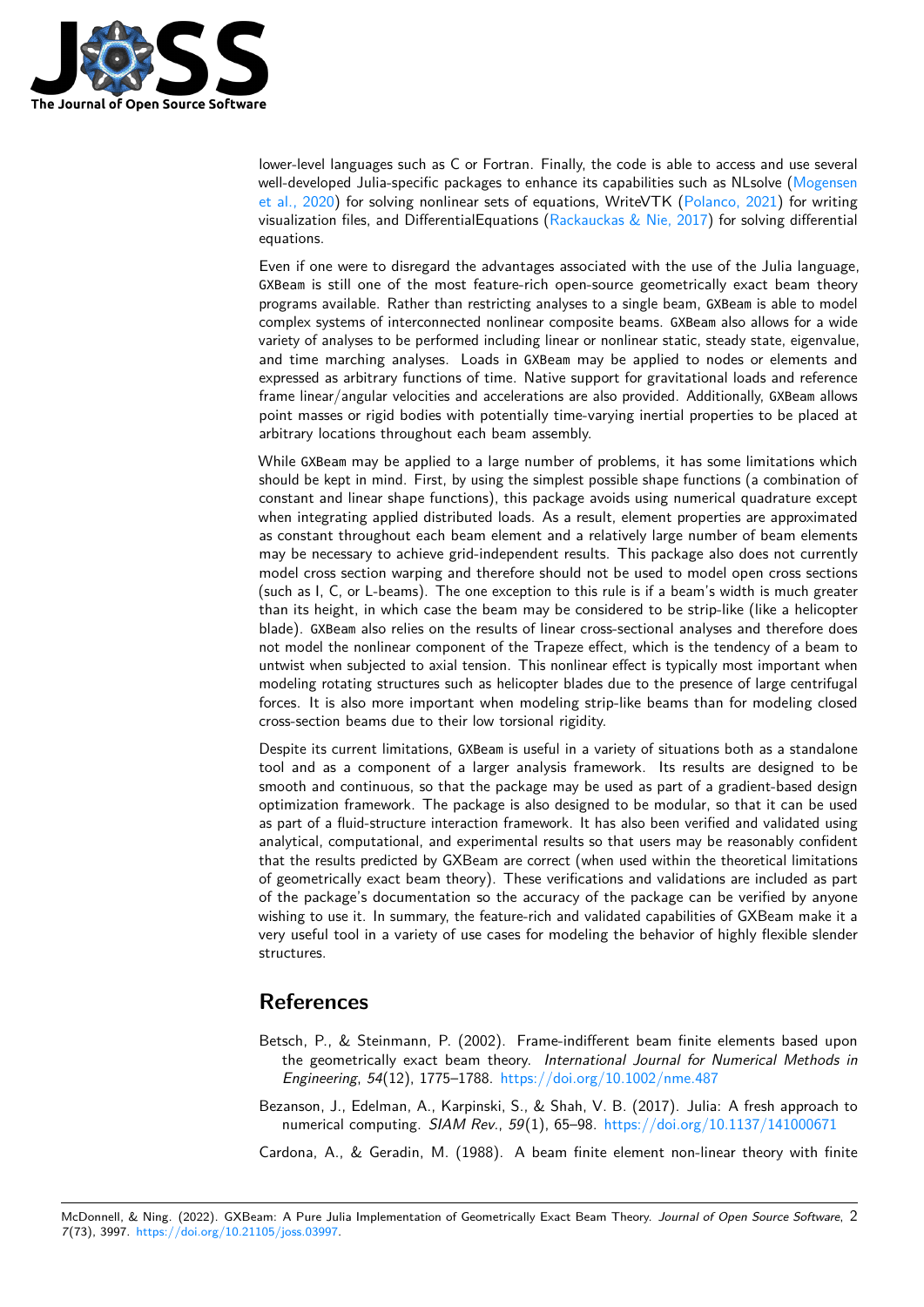lower-level languages such as C or Fortran. Finally, the code is able to access and use several well-developed Julia-specific packages to enhance its capabilities such as NLsolve (Mogensen et al., 2020) for solving nonlinear sets of equations, WriteVTK (Polanco, 2021) for writing visualization files, and DifferentialEquations (Rackauckas & Nie, 2017) for solving differential equations.

Even if one were to disregard the advantages associated with the use of the Julia language, `GXBeam` is still one of the most feature-rich open-source geometrically exact beam theory programs available. Rather than restricting analyses to a single beam, `GXBeam` is able to model complex systems of interconnected nonlinear composite beams. `GXBeam` also allows for a wide variety of analyses to be performed including linear or nonlinear static, steady state, eigenvalue, and time marching analyses. Loads in `GXBeam` may be applied to nodes or elements and expressed as arbitrary functions of time. Native support for gravitational loads and reference frame linear/angular velocities and accelerations are also provided. Additionally, `GXBeam` allows point masses or rigid bodies with potentially time-varying inertial properties to be placed at arbitrary locations throughout each beam assembly.

While `GXBeam` may be applied to a large number of problems, it has some limitations which should be kept in mind. First, by using the simplest possible shape functions (a combination of constant and linear shape functions), this package avoids using numerical quadrature except when integrating applied distributed loads. As a result, element properties are approximated as constant throughout each beam element and a relatively large number of beam elements may be necessary to achieve grid-independent results. This package also does not currently model cross section warping and therefore should not be used to model open cross sections (such as I, C, or L-beams). The one exception to this rule is if a beam's width is much greater than its height, in which case the beam may be considered to be strip-like (like a helicopter blade). `GXBeam` also relies on the results of linear cross-sectional analyses and therefore does not model the nonlinear component of the Trapeze effect, which is the tendency of a beam to untwist when subjected to axial tension. This nonlinear effect is typically most important when modeling rotating structures such as helicopter blades due to the presence of large centrifugal forces. It is also more important when modeling strip-like beams than for modeling closed cross-section beams due to their low torsional rigidity.

Despite its current limitations, `GXBeam` is useful in a variety of situations both as a standalone tool and as a component of a larger analysis framework. Its results are designed to be smooth and continuous, so that the package may be used as part of a gradient-based design optimization framework. The package is also designed to be modular, so that it can be used as part of a fluid-structure interaction framework. It has also been verified and validated using analytical, computational, and experimental results so that users may be reasonably confident that the results predicted by GXBeam are correct (when used within the theoretical limitations of geometrically exact beam theory). These verifications and validations are included as part of the package's documentation so the accuracy of the package can be verified by anyone wishing to use it. In summary, the feature-rich and validated capabilities of GXBeam make it a very useful tool in a variety of use cases for modeling the behavior of highly flexible slender structures.

# References

Betsch, P., & Steinmann, P. (2002). Frame-indifferent beam finite elements based upon the geometrically exact beam theory. *International Journal for Numerical Methods in Engineering*, *54*(12), 1775–1788. https://doi.org/10.1002/nme.487

Bezanson, J., Edelman, A., Karpinski, S., & Shah, V. B. (2017). Julia: A fresh approach to numerical computing. *SIAM Rev.*, *59*(1), 65–98. https://doi.org/10.1137/141000671

Cardona, A., & Geradin, M. (1988). A beam finite element non-linear theory with finite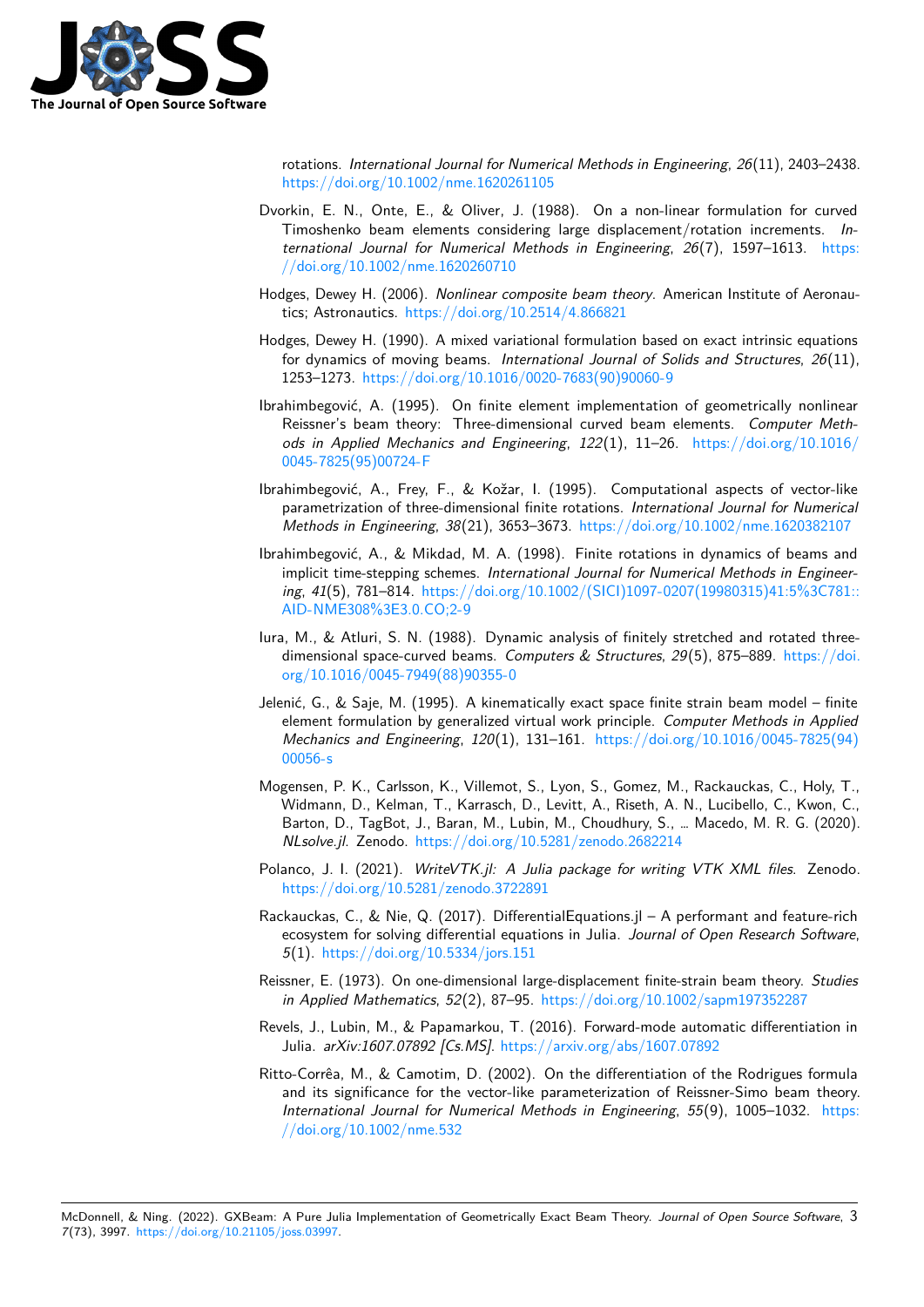rotations. *International Journal for Numerical Methods in Engineering*, *26*(11), 2403–2438. https://doi.org/10.1002/nme.1620261105

Dvorkin, E. N., Onte, E., & Oliver, J. (1988). On a non-linear formulation for curved Timoshenko beam elements considering large displacement/rotation increments. *International Journal for Numerical Methods in Engineering*, *26*(7), 1597–1613. https://doi.org/10.1002/nme.1620260710

Hodges, Dewey H. (2006). *Nonlinear composite beam theory*. American Institute of Aeronautics; Astronautics. https://doi.org/10.2514/4.866821

Hodges, Dewey H. (1990). A mixed variational formulation based on exact intrinsic equations for dynamics of moving beams. *International Journal of Solids and Structures*, *26*(11), 1253–1273. https://doi.org/10.1016/0020-7683(90)90060-9

Ibrahimbegović, A. (1995). On finite element implementation of geometrically nonlinear Reissner's beam theory: Three-dimensional curved beam elements. *Computer Methods in Applied Mechanics and Engineering*, *122*(1), 11–26. https://doi.org/10.1016/0045-7825(95)00724-F

Ibrahimbegović, A., Frey, F., & Kožar, I. (1995). Computational aspects of vector-like parametrization of three-dimensional finite rotations. *International Journal for Numerical Methods in Engineering*, *38*(21), 3653–3673. https://doi.org/10.1002/nme.1620382107

Ibrahimbegović, A., & Mikdad, M. A. (1998). Finite rotations in dynamics of beams and implicit time-stepping schemes. *International Journal for Numerical Methods in Engineering*, *41*(5), 781–814. https://doi.org/10.1002/(SICI)1097-0207(19980315)41:5%3C781::AID-NME308%3E3.0.CO;2-9

Iura, M., & Atluri, S. N. (1988). Dynamic analysis of finitely stretched and rotated three-dimensional space-curved beams. *Computers & Structures*, *29*(5), 875–889. https://doi.org/10.1016/0045-7949(88)90355-0

Jelenić, G., & Saje, M. (1995). A kinematically exact space finite strain beam model – finite element formulation by generalized virtual work principle. *Computer Methods in Applied Mechanics and Engineering*, *120*(1), 131–161. https://doi.org/10.1016/0045-7825(94)00056-s

Mogensen, P. K., Carlsson, K., Villemot, S., Lyon, S., Gomez, M., Rackauckas, C., Holy, T., Widmann, D., Kelman, T., Karrasch, D., Levitt, A., Riseth, A. N., Lucibello, C., Kwon, C., Barton, D., TagBot, J., Baran, M., Lubin, M., Choudhury, S., … Macedo, M. R. G. (2020). *NLsolve.jl*. Zenodo. https://doi.org/10.5281/zenodo.2682214

Polanco, J. I. (2021). *WriteVTK.jl: A Julia package for writing VTK XML files*. Zenodo. https://doi.org/10.5281/zenodo.3722891

Rackauckas, C., & Nie, Q. (2017). DifferentialEquations.jl – A performant and feature-rich ecosystem for solving differential equations in Julia. *Journal of Open Research Software*, *5*(1). https://doi.org/10.5334/jors.151

Reissner, E. (1973). On one-dimensional large-displacement finite-strain beam theory. *Studies in Applied Mathematics*, *52*(2), 87–95. https://doi.org/10.1002/sapm197352287

Revels, J., Lubin, M., & Papamarkou, T. (2016). Forward-mode automatic differentiation in Julia. *arXiv:1607.07892 [Cs.MS]*. https://arxiv.org/abs/1607.07892

Ritto-Corrêa, M., & Camotim, D. (2002). On the differentiation of the Rodrigues formula and its significance for the vector-like parameterization of Reissner-Simo beam theory. *International Journal for Numerical Methods in Engineering*, *55*(9), 1005–1032. https://doi.org/10.1002/nme.532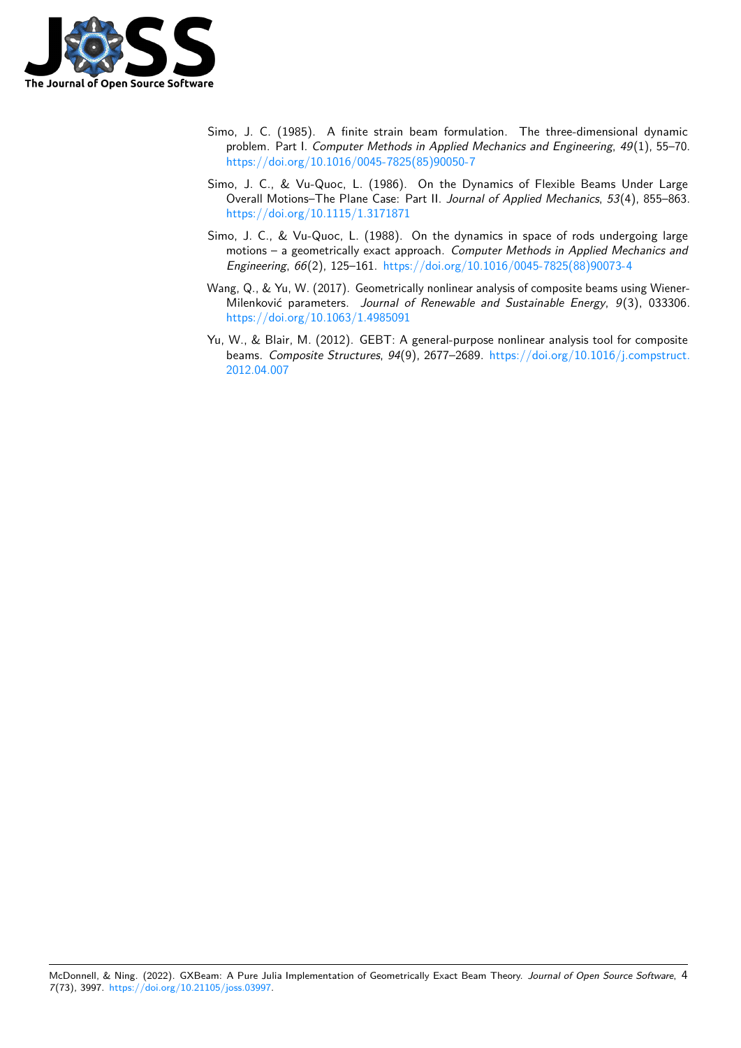Simo, J. C. (1985). A finite strain beam formulation. The three-dimensional dynamic problem. Part I. *Computer Methods in Applied Mechanics and Engineering*, *49*(1), 55–70. https://doi.org/10.1016/0045-7825(85)90050-7

Simo, J. C., & Vu-Quoc, L. (1986). On the Dynamics of Flexible Beams Under Large Overall Motions–The Plane Case: Part II. *Journal of Applied Mechanics*, *53*(4), 855–863. https://doi.org/10.1115/1.3171871

Simo, J. C., & Vu-Quoc, L. (1988). On the dynamics in space of rods undergoing large motions – a geometrically exact approach. *Computer Methods in Applied Mechanics and Engineering*, *66*(2), 125–161. https://doi.org/10.1016/0045-7825(88)90073-4

Wang, Q., & Yu, W. (2017). Geometrically nonlinear analysis of composite beams using Wiener-Milenković parameters. *Journal of Renewable and Sustainable Energy*, *9*(3), 033306. https://doi.org/10.1063/1.4985091

Yu, W., & Blair, M. (2012). GEBT: A general-purpose nonlinear analysis tool for composite beams. *Composite Structures*, *94*(9), 2677–2689. https://doi.org/10.1016/j.compstruct.2012.04.007